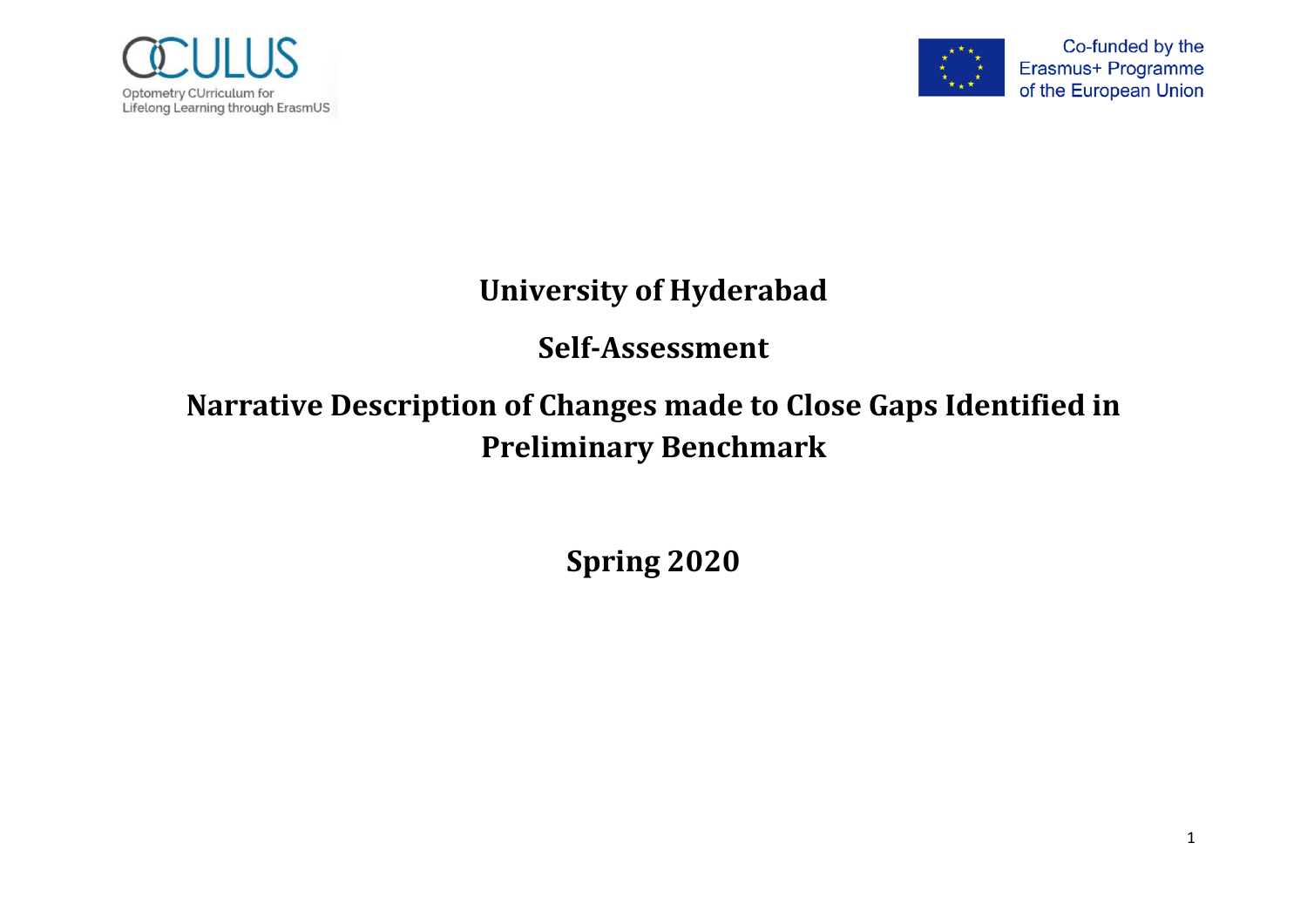OCULUS

Optometry CUrriculum for Lifelong Learning through ErasmUS

Co-funded by the Erasmus+ Programme of the European Union

# University of Hyderabad

## Self-Assessment

## Narrative Description of Changes made to Close Gaps Identified in Preliminary Benchmark

## Spring 2020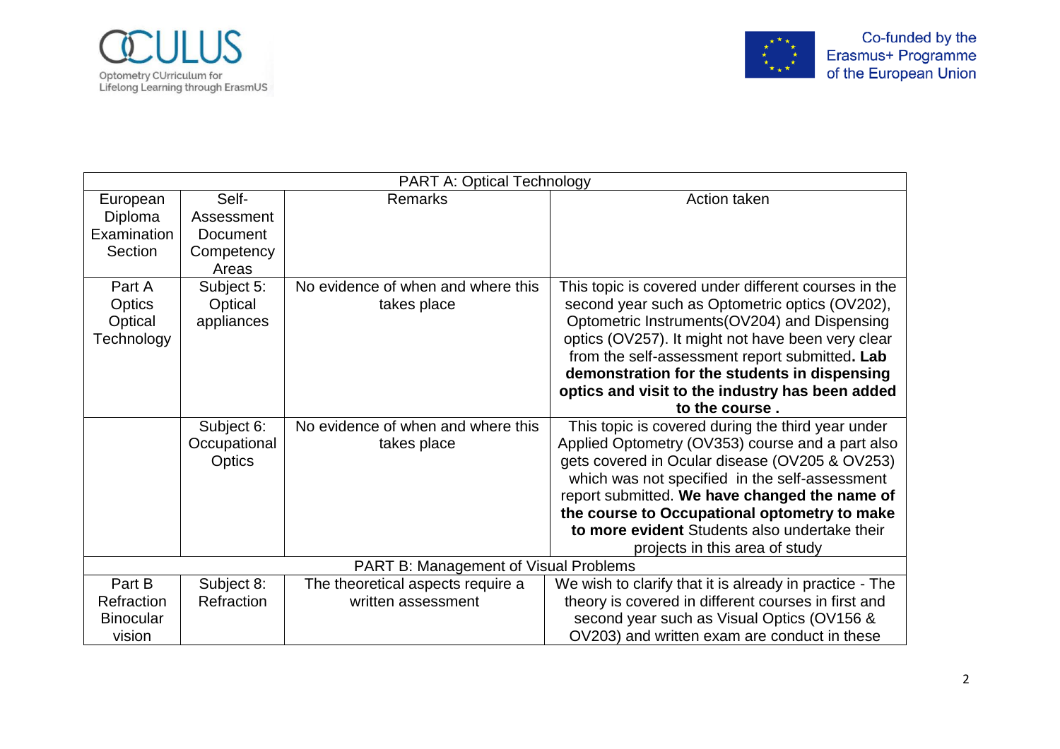| PART A: Optical Technology | | | |
|---|---|---|---|
| European Diploma Examination Section | Self-Assessment Document Competency Areas | Remarks | Action taken |
| Part A Optics Optical Technology | Subject 5: Optical appliances | No evidence of when and where this takes place | This topic is covered under different courses in the second year such as Optometric optics (OV202), Optometric Instruments(OV204) and Dispensing optics (OV257). It might not have been very clear from the self-assessment report submitted**. Lab demonstration for the students in dispensing optics and visit to the industry has been added to the course .** |
| | Subject 6: Occupational Optics | No evidence of when and where this takes place | This topic is covered during the third year under Applied Optometry (OV353) course and a part also gets covered in Ocular disease (OV205 & OV253) which was not specified in the self-assessment report submitted. **We have changed the name of the course to Occupational optometry to make to more evident** Students also undertake their projects in this area of study |
| PART B: Management of Visual Problems | | | |
| Part B Refraction Binocular vision | Subject 8: Refraction | The theoretical aspects require a written assessment | We wish to clarify that it is already in practice - The theory is covered in different courses in first and second year such as Visual Optics (OV156 & OV203) and written exam are conduct in these |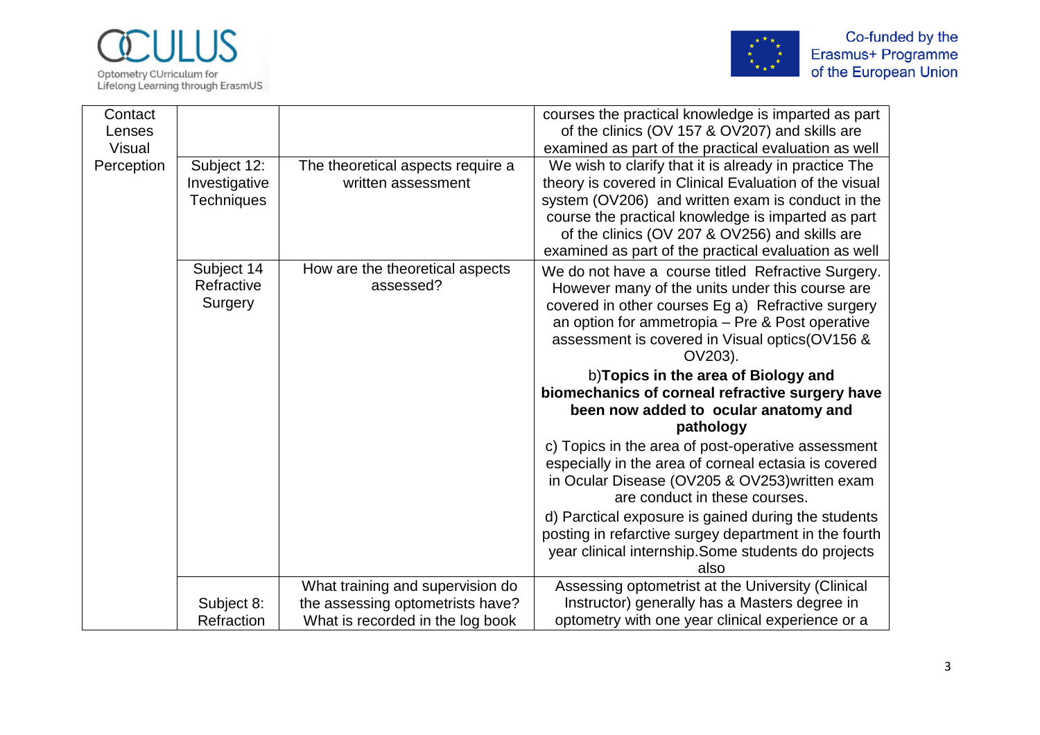| Contact Lenses Visual Perception | | | courses the practical knowledge is imparted as part of the clinics (OV 157 & OV207) and skills are examined as part of the practical evaluation as well |
|---|---|---|---|
| | Subject 12: Investigative Techniques | The theoretical aspects require a written assessment | We wish to clarify that it is already in practice The theory is covered in Clinical Evaluation of the visual system (OV206) and written exam is conduct in the course the practical knowledge is imparted as part of the clinics (OV 207 & OV256) and skills are examined as part of the practical evaluation as well |
| | Subject 14 Refractive Surgery | How are the theoretical aspects assessed? | We do not have a course titled Refractive Surgery. However many of the units under this course are covered in other courses Eg a) Refractive surgery an option for ammetropia – Pre & Post operative assessment is covered in Visual optics(OV156 & OV203). <br> b)**Topics in the area of Biology and biomechanics of corneal refractive surgery have been now added to ocular anatomy and pathology** <br> c) Topics in the area of post-operative assessment especially in the area of corneal ectasia is covered in Ocular Disease (OV205 & OV253)written exam are conduct in these courses. <br> d) Parctical exposure is gained during the students posting in refarctive surgey department in the fourth year clinical internship.Some students do projects also |
| | Subject 8: Refraction | What training and supervision do the assessing optometrists have? What is recorded in the log book | Assessing optometrist at the University (Clinical Instructor) generally has a Masters degree in optometry with one year clinical experience or a |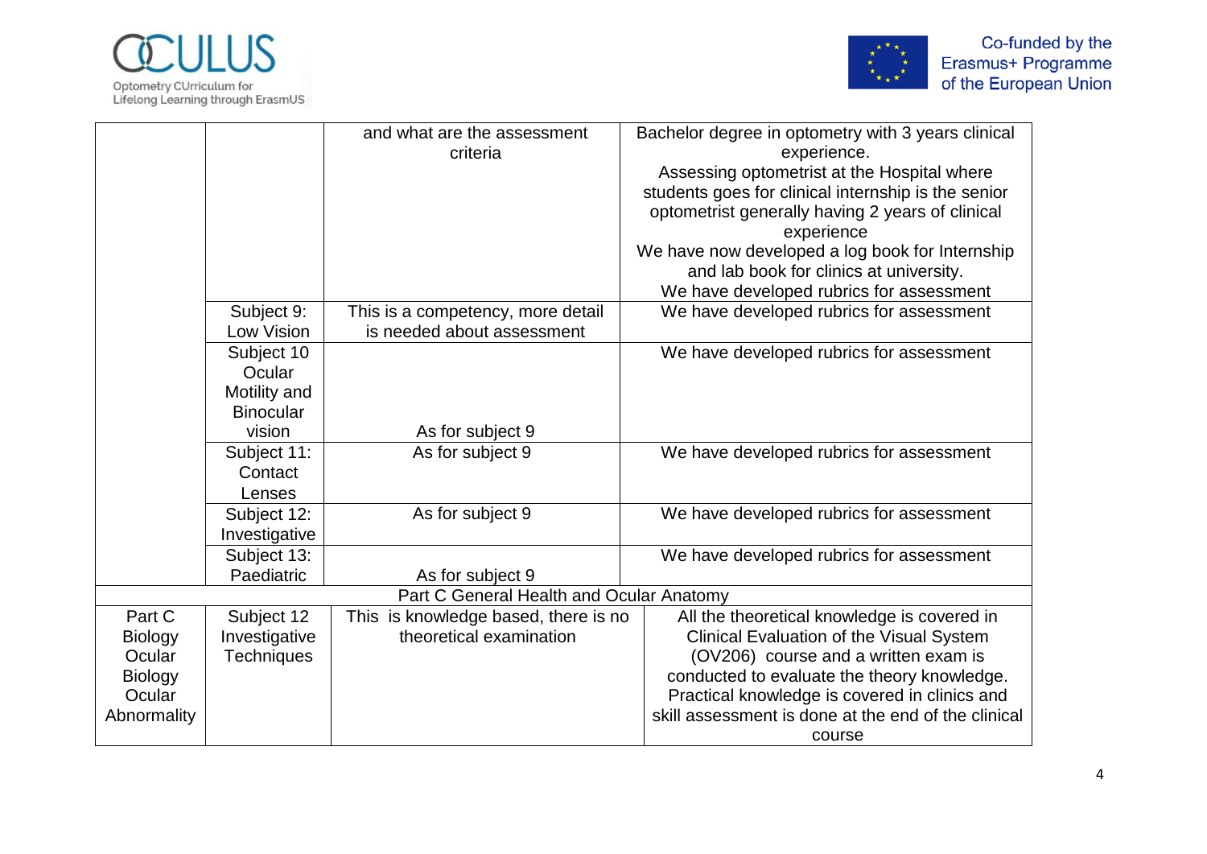|  |  |  |  |
|---|---|---|---|
|  |  | and what are the assessment criteria | Bachelor degree in optometry with 3 years clinical experience.<br>Assessing optometrist at the Hospital where students goes for clinical internship is the senior optometrist generally having 2 years of clinical experience<br>We have now developed a log book for Internship and lab book for clinics at university.<br>We have developed rubrics for assessment |
|  | Subject 9: Low Vision | This is a competency, more detail is needed about assessment | We have developed rubrics for assessment |
|  | Subject 10 Ocular Motility and Binocular vision | As for subject 9 | We have developed rubrics for assessment |
|  | Subject 11: Contact Lenses | As for subject 9 | We have developed rubrics for assessment |
|  | Subject 12: Investigative | As for subject 9 | We have developed rubrics for assessment |
|  | Subject 13: Paediatric | As for subject 9 | We have developed rubrics for assessment |
| Part C General Health and Ocular Anatomy |  |  |  |
| Part C Biology Ocular Biology Ocular Abnormality | Subject 12 Investigative Techniques | This is knowledge based, there is no theoretical examination | All the theoretical knowledge is covered in Clinical Evaluation of the Visual System (OV206) course and a written exam is conducted to evaluate the theory knowledge. Practical knowledge is covered in clinics and skill assessment is done at the end of the clinical course |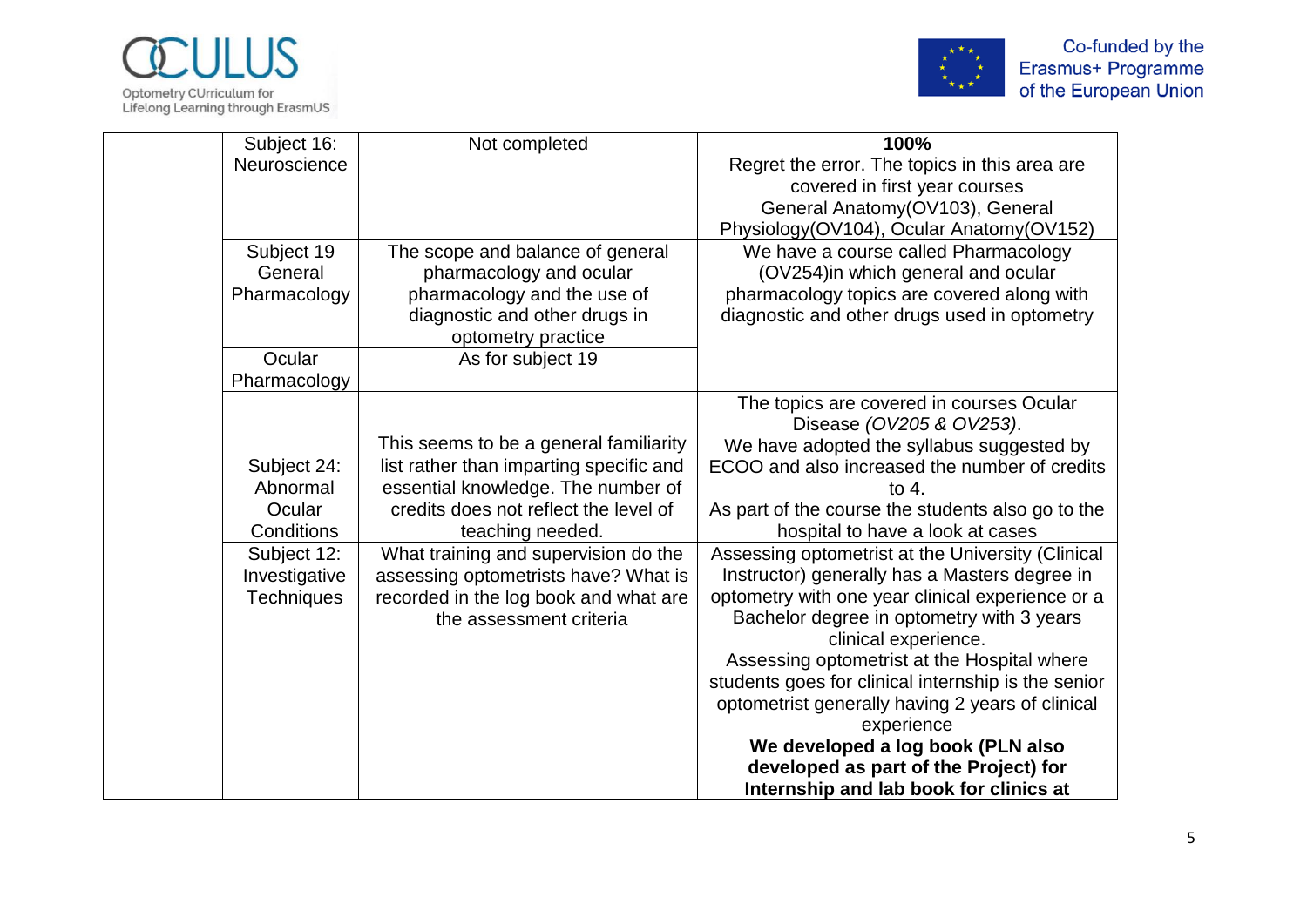|  |  |  |  |
|---|---|---|---|
|  | Subject 16: Neuroscience | Not completed | **100%**<br>Regret the error. The topics in this area are covered in first year courses General Anatomy(OV103), General Physiology(OV104), Ocular Anatomy(OV152) |
|  | Subject 19 General Pharmacology | The scope and balance of general pharmacology and ocular pharmacology and the use of diagnostic and other drugs in optometry practice | We have a course called Pharmacology (OV254)in which general and ocular pharmacology topics are covered along with diagnostic and other drugs used in optometry |
|  | Ocular Pharmacology | As for subject 19 |  |
|  | Subject 24: Abnormal Ocular Conditions | This seems to be a general familiarity list rather than imparting specific and essential knowledge. The number of credits does not reflect the level of teaching needed. | The topics are covered in courses Ocular Disease *(OV205 & OV253)*.<br>We have adopted the syllabus suggested by ECOO and also increased the number of credits to 4.<br>As part of the course the students also go to the hospital to have a look at cases |
|  | Subject 12: Investigative Techniques | What training and supervision do the assessing optometrists have? What is recorded in the log book and what are the assessment criteria | Assessing optometrist at the University (Clinical Instructor) generally has a Masters degree in optometry with one year clinical experience or a Bachelor degree in optometry with 3 years clinical experience.<br>Assessing optometrist at the Hospital where students goes for clinical internship is the senior optometrist generally having 2 years of clinical experience<br>**We developed a log book (PLN also developed as part of the Project) for Internship and lab book for clinics at** |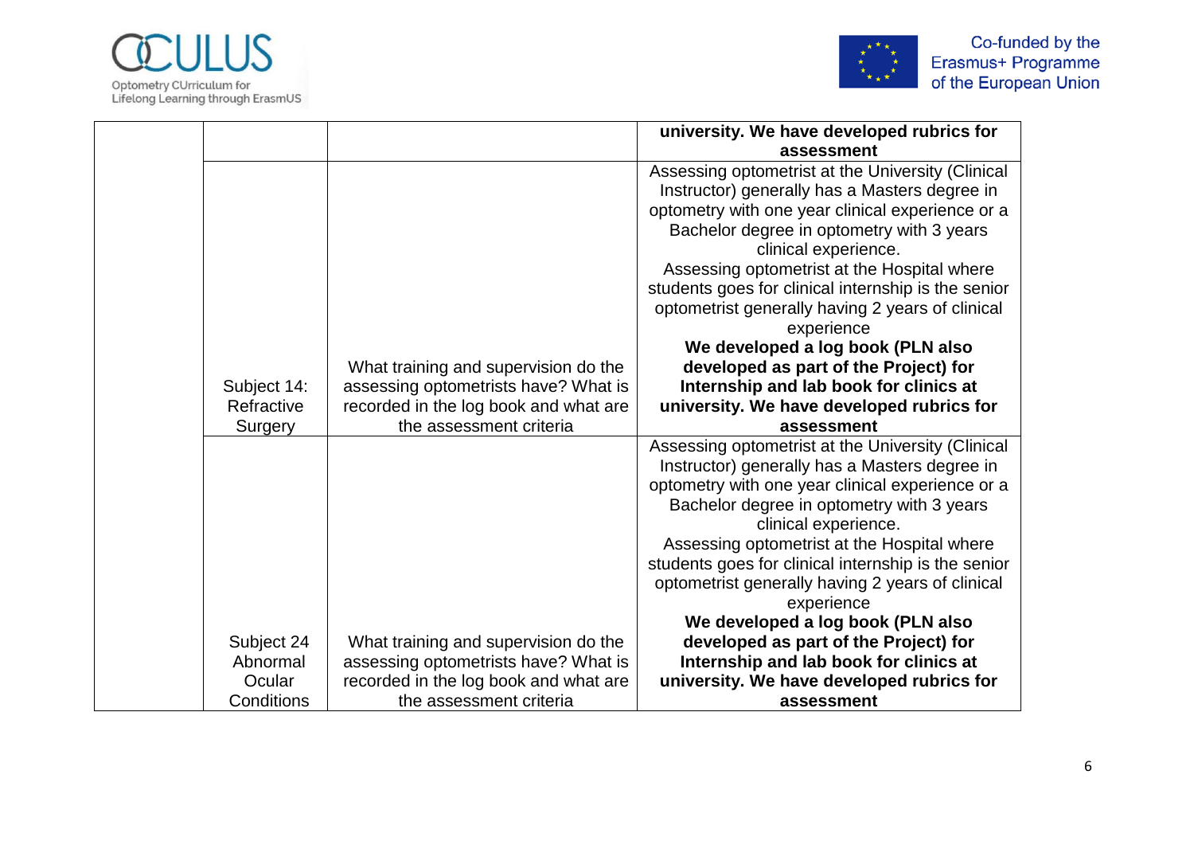|  |  |  | **university. We have developed rubrics for assessment** |
|---|---|---|---|
|  | Subject 14: Refractive Surgery | What training and supervision do the assessing optometrists have? What is recorded in the log book and what are the assessment criteria | Assessing optometrist at the University (Clinical Instructor) generally has a Masters degree in optometry with one year clinical experience or a Bachelor degree in optometry with 3 years clinical experience. Assessing optometrist at the Hospital where students goes for clinical internship is the senior optometrist generally having 2 years of clinical experience **We developed a log book (PLN also developed as part of the Project) for Internship and lab book for clinics at university. We have developed rubrics for assessment** |
|  | Subject 24 Abnormal Ocular Conditions | What training and supervision do the assessing optometrists have? What is recorded in the log book and what are the assessment criteria | Assessing optometrist at the University (Clinical Instructor) generally has a Masters degree in optometry with one year clinical experience or a Bachelor degree in optometry with 3 years clinical experience. Assessing optometrist at the Hospital where students goes for clinical internship is the senior optometrist generally having 2 years of clinical experience **We developed a log book (PLN also developed as part of the Project) for Internship and lab book for clinics at university. We have developed rubrics for assessment** |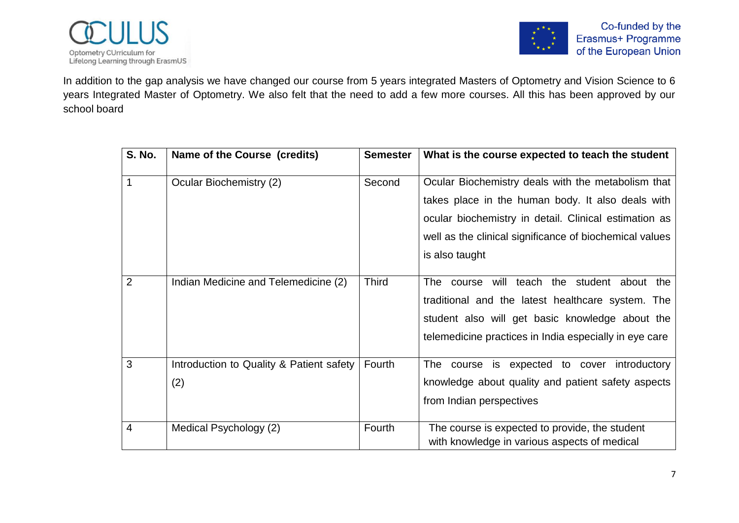In addition to the gap analysis we have changed our course from 5 years integrated Masters of Optometry and Vision Science to 6 years Integrated Master of Optometry. We also felt that the need to add a few more courses. All this has been approved by our school board

| S. No. | Name of the Course (credits) | Semester | What is the course expected to teach the student |
|---|---|---|---|
| 1 | Ocular Biochemistry (2) | Second | Ocular Biochemistry deals with the metabolism that takes place in the human body. It also deals with ocular biochemistry in detail. Clinical estimation as well as the clinical significance of biochemical values is also taught |
| 2 | Indian Medicine and Telemedicine (2) | Third | The course will teach the student about the traditional and the latest healthcare system. The student also will get basic knowledge about the telemedicine practices in India especially in eye care |
| 3 | Introduction to Quality & Patient safety (2) | Fourth | The course is expected to cover introductory knowledge about quality and patient safety aspects from Indian perspectives |
| 4 | Medical Psychology (2) | Fourth | The course is expected to provide, the student with knowledge in various aspects of medical |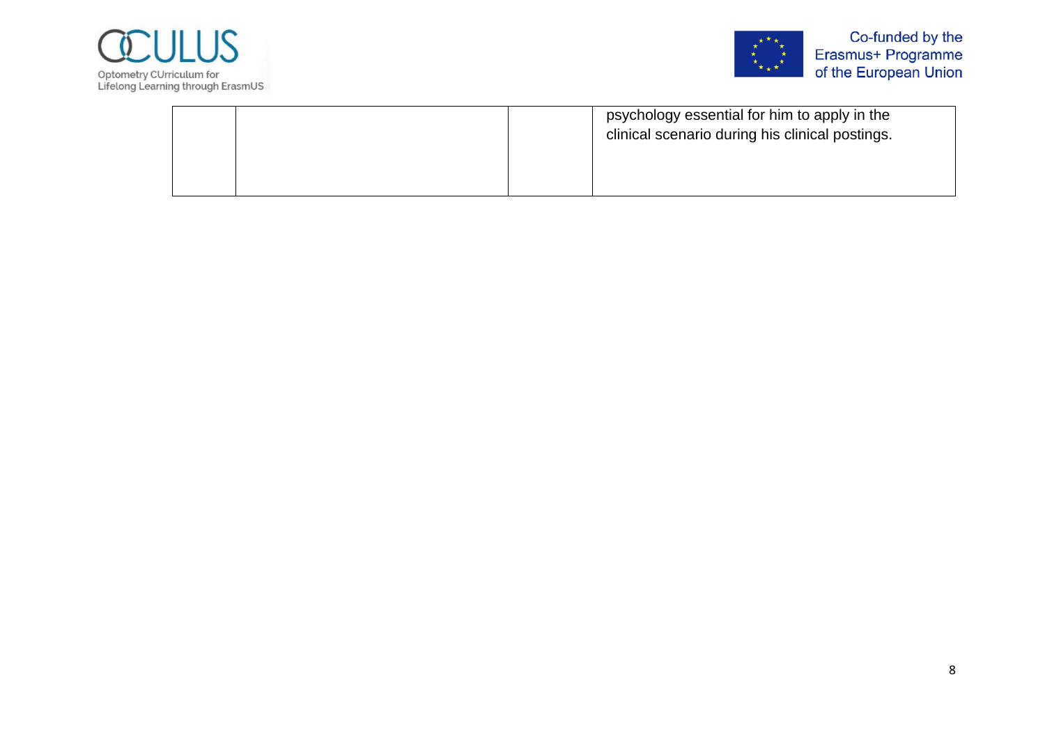| | | | |
|---|---|---|---|
| | | | psychology essential for him to apply in the clinical scenario during his clinical postings. |